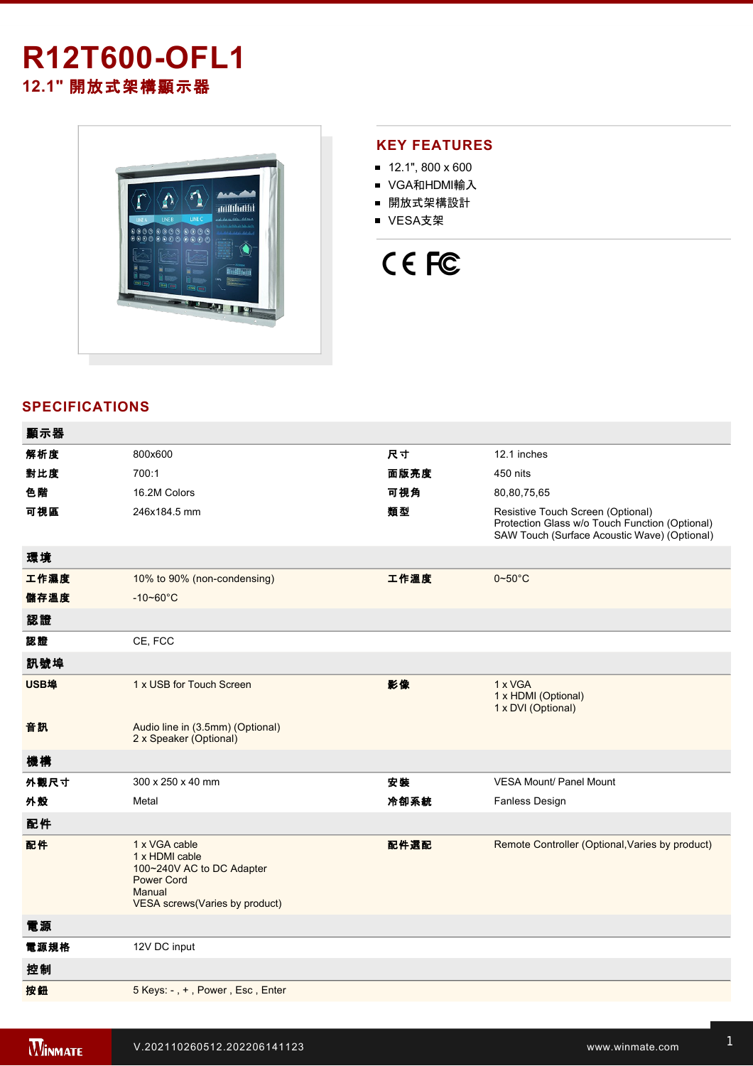# R12T600-OFL1

## 12.1" 開放式架構顯示器

## KEY FEATURES

- 12.1", 800 x 600
- VGA和HDMI輸入
- 開放式架構設計
- VESA支架

## SPECIFICATIONS

| | | | |
|---|---|---|---|
| **顯示器** | | | |
| **解析度** | 800x600 | **尺寸** | 12.1 inches |
| **對比度** | 700:1 | **面版亮度** | 450 nits |
| **色階** | 16.2M Colors | **可視角** | 80,80,75,65 |
| **可視區** | 246x184.5 mm | **類型** | Resistive Touch Screen (Optional)<br>Protection Glass w/o Touch Function (Optional)<br>SAW Touch (Surface Acoustic Wave) (Optional) |
| **環境** | | | |
| **工作濕度** | 10% to 90% (non-condensing) | **工作溫度** | 0~50°C |
| **儲存溫度** | -10~60°C | | |
| **認證** | | | |
| **認證** | CE, FCC | | |
| **訊號埠** | | | |
| **USB埠** | 1 x USB for Touch Screen | **影像** | 1 x VGA<br>1 x HDMI (Optional)<br>1 x DVI (Optional) |
| **音訊** | Audio line in (3.5mm) (Optional)<br>2 x Speaker (Optional) | | |
| **機構** | | | |
| **外觀尺寸** | 300 x 250 x 40 mm | **安裝** | VESA Mount/ Panel Mount |
| **外殼** | Metal | **冷卻系統** | Fanless Design |
| **配件** | | | |
| **配件** | 1 x VGA cable<br>1 x HDMI cable<br>100~240V AC to DC Adapter<br>Power Cord<br>Manual<br>VESA screws(Varies by product) | **配件選配** | Remote Controller (Optional,Varies by product) |
| **電源** | | | |
| **電源規格** | 12V DC input | | |
| **控制** | | | |
| **按鈕** | 5 Keys: - , + , Power , Esc , Enter | | |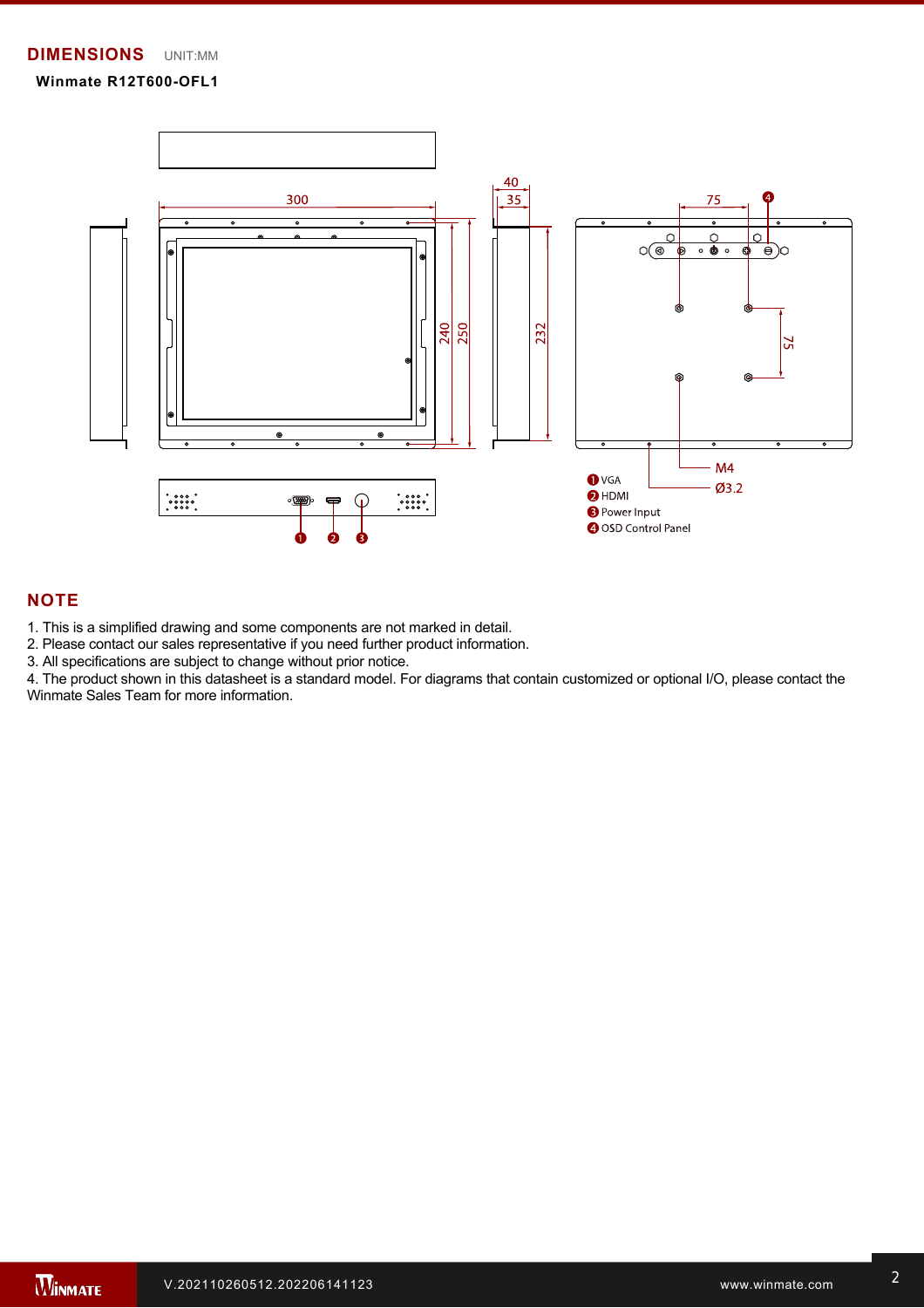## DIMENSIONS UNIT:MM

**Winmate R12T600-OFL1**

300

40

35

75

240

250

232

75

M4

Ø3.2

1 VGA
2 HDMI
3 Power Input
4 OSD Control Panel

## NOTE

1. This is a simplified drawing and some components are not marked in detail.
2. Please contact our sales representative if you need further product information.
3. All specifications are subject to change without prior notice.
4. The product shown in this datasheet is a standard model. For diagrams that contain customized or optional I/O, please contact the Winmate Sales Team for more information.